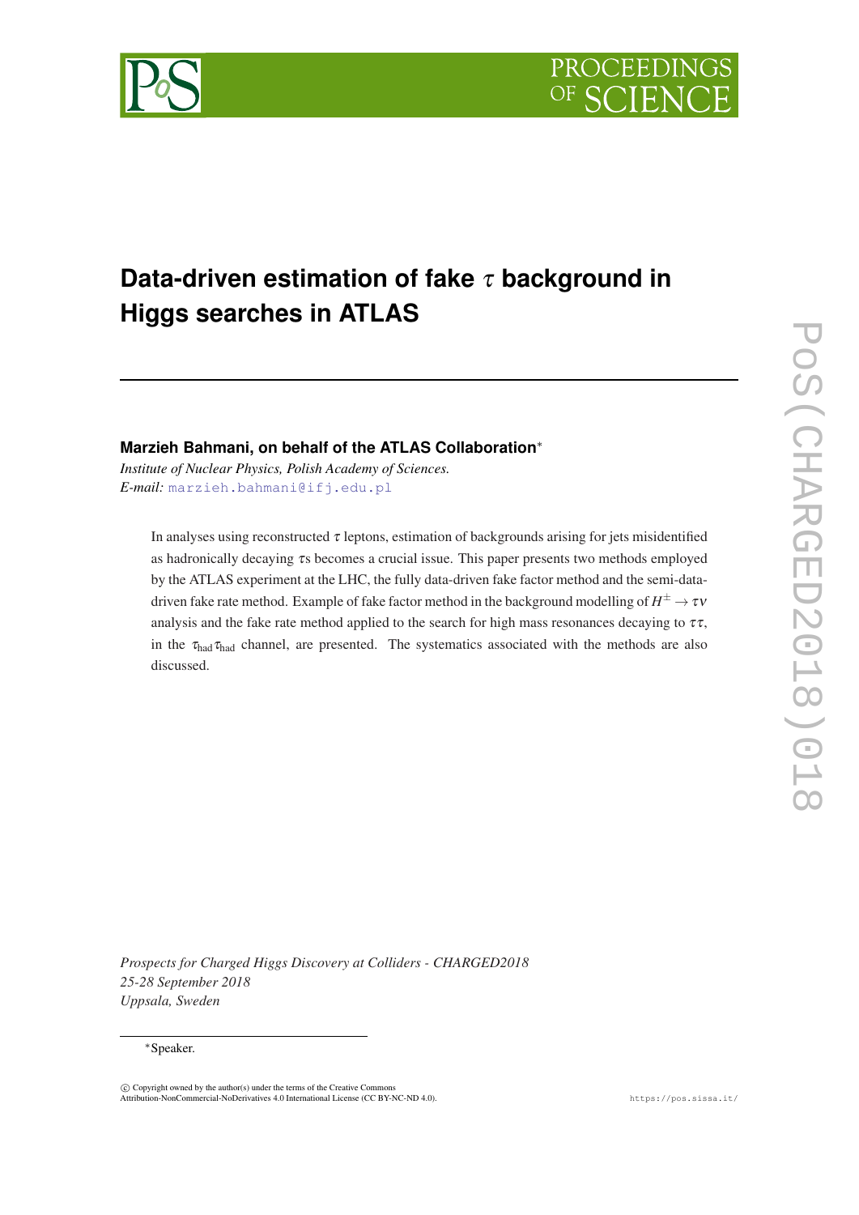# Data-driven estimation of fake $\tau$ background in Higgs searches in ATLAS

**Marzieh Bahmani, on behalf of the ATLAS Collaboration***

*Institute of Nuclear Physics, Polish Academy of Sciences.*
*E-mail:* marzieh.bahmani@ifj.edu.pl

In analyses using reconstructed $\tau$ leptons, estimation of backgrounds arising for jets misidentified as hadronically decaying $\tau$s becomes a crucial issue. This paper presents two methods employed by the ATLAS experiment at the LHC, the fully data-driven fake factor method and the semi-data-driven fake rate method. Example of fake factor method in the background modelling of $H^{\pm} \to \tau\nu$ analysis and the fake rate method applied to the search for high mass resonances decaying to $\tau\tau$, in the $\tau_{\text{had}}\tau_{\text{had}}$ channel, are presented. The systematics associated with the methods are also discussed.

*Prospects for Charged Higgs Discovery at Colliders - CHARGED2018*
*25-28 September 2018*
*Uppsala, Sweden*

*Speaker.

© Copyright owned by the author(s) under the terms of the Creative Commons Attribution-NonCommercial-NoDerivatives 4.0 International License (CC BY-NC-ND 4.0).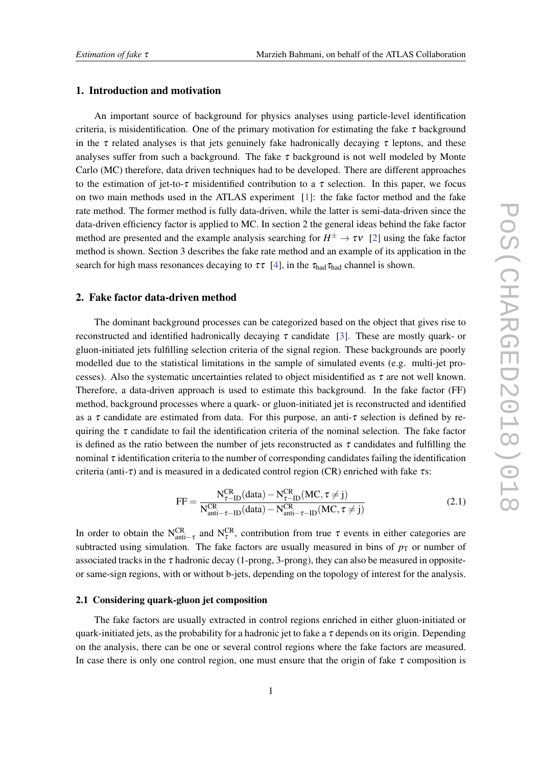## 1. Introduction and motivation

An important source of background for physics analyses using particle-level identification criteria, is misidentification. One of the primary motivation for estimating the fake $\tau$ background in the $\tau$ related analyses is that jets genuinely fake hadronically decaying $\tau$ leptons, and these analyses suffer from such a background. The fake $\tau$ background is not well modeled by Monte Carlo (MC) therefore, data driven techniques had to be developed. There are different approaches to the estimation of jet-to-$\tau$ misidentified contribution to a $\tau$ selection. In this paper, we focus on two main methods used in the ATLAS experiment [1]: the fake factor method and the fake rate method. The former method is fully data-driven, while the latter is semi-data-driven since the data-driven efficiency factor is applied to MC. In section 2 the general ideas behind the fake factor method are presented and the example analysis searching for $H^{\pm} \rightarrow \tau\nu$ [2] using the fake factor method is shown. Section 3 describes the fake rate method and an example of its application in the search for high mass resonances decaying to $\tau\tau$ [4], in the $\tau_{\rm had}\tau_{\rm had}$ channel is shown.

## 2. Fake factor data-driven method

The dominant background processes can be categorized based on the object that gives rise to reconstructed and identified hadronically decaying $\tau$ candidate [3]. These are mostly quark- or gluon-initiated jets fulfilling selection criteria of the signal region. These backgrounds are poorly modelled due to the statistical limitations in the sample of simulated events (e.g. multi-jet processes). Also the systematic uncertainties related to object misidentified as $\tau$ are not well known. Therefore, a data-driven approach is used to estimate this background. In the fake factor (FF) method, background processes where a quark- or gluon-initiated jet is reconstructed and identified as a $\tau$ candidate are estimated from data. For this purpose, an anti-$\tau$ selection is defined by requiring the $\tau$ candidate to fail the identification criteria of the nominal selection. The fake factor is defined as the ratio between the number of jets reconstructed as $\tau$ candidates and fulfilling the nominal $\tau$ identification criteria to the number of corresponding candidates failing the identification criteria (anti-$\tau$) and is measured in a dedicated control region (CR) enriched with fake $\tau$s:

$$\mathrm{FF} = \frac{\mathrm{N}^{\mathrm{CR}}_{\tau-\mathrm{ID}}(\mathrm{data}) - \mathrm{N}^{\mathrm{CR}}_{\tau-\mathrm{ID}}(\mathrm{MC}, \tau \neq \mathrm{j})}{\mathrm{N}^{\mathrm{CR}}_{\mathrm{anti}-\tau-\mathrm{ID}}(\mathrm{data}) - \mathrm{N}^{\mathrm{CR}}_{\mathrm{anti}-\tau-\mathrm{ID}}(\mathrm{MC}, \tau \neq \mathrm{j})} \tag{2.1}$$

In order to obtain the $\mathrm{N}^{\mathrm{CR}}_{\mathrm{anti}-\tau}$ and $\mathrm{N}^{\mathrm{CR}}_{\tau}$, contribution from true $\tau$ events in either categories are subtracted using simulation. The fake factors are usually measured in bins of $p_{\mathrm{T}}$ or number of associated tracks in the $\tau$ hadronic decay (1-prong, 3-prong), they can also be measured in opposite- or same-sign regions, with or without b-jets, depending on the topology of interest for the analysis.

### 2.1 Considering quark-gluon jet composition

The fake factors are usually extracted in control regions enriched in either gluon-initiated or quark-initiated jets, as the probability for a hadronic jet to fake a $\tau$ depends on its origin. Depending on the analysis, there can be one or several control regions where the fake factors are measured. In case there is only one control region, one must ensure that the origin of fake $\tau$ composition is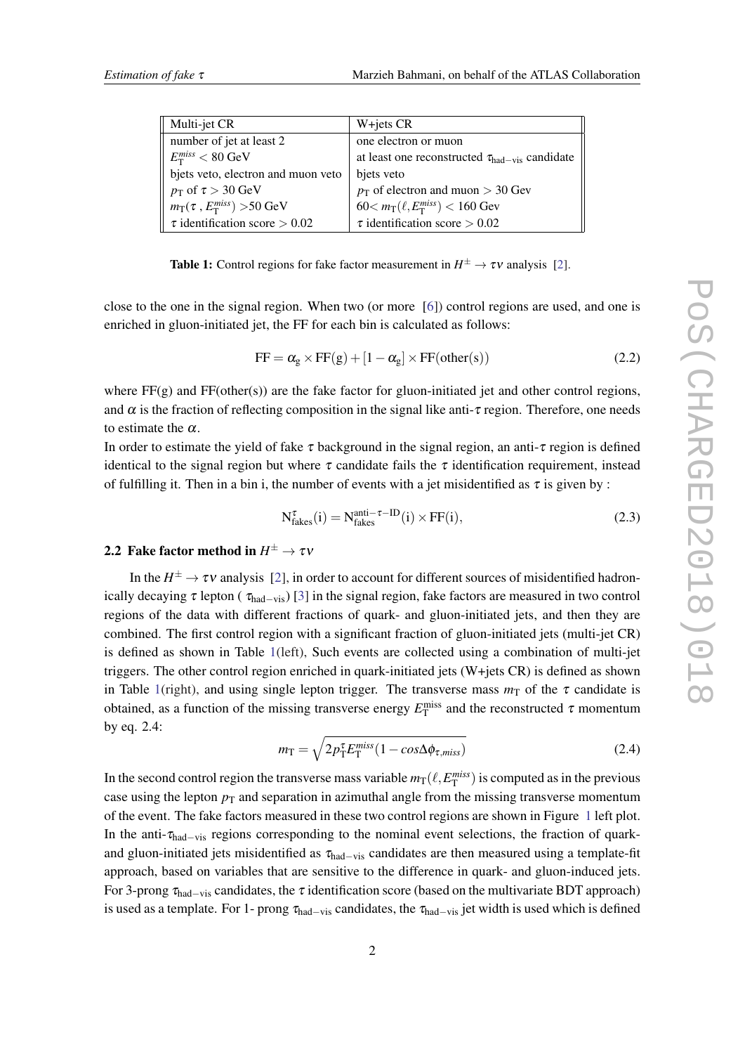| Multi-jet CR | W+jets CR |
|---|---|
| number of jet at least 2 | one electron or muon |
| $E_{\mathrm{T}}^{miss} < 80$ GeV | at least one reconstructed $\tau_{\mathrm{had-vis}}$ candidate |
| bjets veto, electron and muon veto | bjets veto |
| $p_{\mathrm{T}}$ of $\tau > 30$ GeV | $p_{\mathrm{T}}$ of electron and muon $> 30$ Gev |
| $m_{\mathrm{T}}(\tau\ , E_{\mathrm{T}}^{miss}) > 50$ GeV | $60 < m_{\mathrm{T}}(\ell, E_{\mathrm{T}}^{miss}) < 160$ Gev |
| $\tau$ identification score $> 0.02$ | $\tau$ identification score $> 0.02$ |

**Table 1:** Control regions for fake factor measurement in $H^{\pm} \to \tau\nu$ analysis [2].

close to the one in the signal region. When two (or more [6]) control regions are used, and one is enriched in gluon-initiated jet, the FF for each bin is calculated as follows:

$$\mathrm{FF} = \alpha_{\mathrm{g}} \times \mathrm{FF(g)} + [1 - \alpha_{\mathrm{g}}] \times \mathrm{FF(other(s))} \tag{2.2}$$

where FF(g) and FF(other(s)) are the fake factor for gluon-initiated jet and other control regions, and $\alpha$ is the fraction of reflecting composition in the signal like anti-$\tau$ region. Therefore, one needs to estimate the $\alpha$.

In order to estimate the yield of fake $\tau$ background in the signal region, an anti-$\tau$ region is defined identical to the signal region but where $\tau$ candidate fails the $\tau$ identification requirement, instead of fulfilling it. Then in a bin i, the number of events with a jet misidentified as $\tau$ is given by :

$$\mathrm{N}_{\mathrm{fakes}}^{\tau}(\mathrm{i}) = \mathrm{N}_{\mathrm{fakes}}^{\mathrm{anti-}\tau\mathrm{-ID}}(\mathrm{i}) \times \mathrm{FF(i)}, \tag{2.3}$$

### 2.2 Fake factor method in $H^{\pm} \to \tau\nu$

In the $H^{\pm} \to \tau\nu$ analysis [2], in order to account for different sources of misidentified hadronically decaying $\tau$ lepton ( $\tau_{\mathrm{had-vis}}$) [3] in the signal region, fake factors are measured in two control regions of the data with different fractions of quark- and gluon-initiated jets, and then they are combined. The first control region with a significant fraction of gluon-initiated jets (multi-jet CR) is defined as shown in Table 1(left), Such events are collected using a combination of multi-jet triggers. The other control region enriched in quark-initiated jets (W+jets CR) is defined as shown in Table 1(right), and using single lepton trigger. The transverse mass $m_{\mathrm{T}}$ of the $\tau$ candidate is obtained, as a function of the missing transverse energy $E_{\mathrm{T}}^{\mathrm{miss}}$ and the reconstructed $\tau$ momentum by eq. 2.4:

$$m_{\mathrm{T}} = \sqrt{2 p_{\mathrm{T}}^{\tau} E_{\mathrm{T}}^{miss} (1 - cos\Delta\phi_{\tau,miss})} \tag{2.4}$$

In the second control region the transverse mass variable $m_{\mathrm{T}}(\ell, E_{\mathrm{T}}^{miss})$ is computed as in the previous case using the lepton $p_{\mathrm{T}}$ and separation in azimuthal angle from the missing transverse momentum of the event. The fake factors measured in these two control regions are shown in Figure 1 left plot. In the anti-$\tau_{\mathrm{had-vis}}$ regions corresponding to the nominal event selections, the fraction of quark- and gluon-initiated jets misidentified as $\tau_{\mathrm{had-vis}}$ candidates are then measured using a template-fit approach, based on variables that are sensitive to the difference in quark- and gluon-induced jets. For 3-prong $\tau_{\mathrm{had-vis}}$ candidates, the $\tau$ identification score (based on the multivariate BDT approach) is used as a template. For 1- prong $\tau_{\mathrm{had-vis}}$ candidates, the $\tau_{\mathrm{had-vis}}$ jet width is used which is defined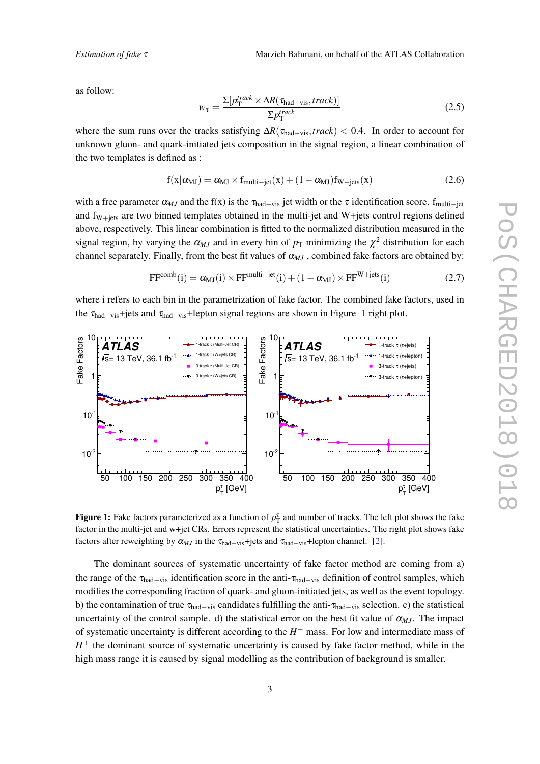as follow:

$$w_\tau = \frac{\Sigma[p_{\mathrm{T}}^{track} \times \Delta R(\tau_{\mathrm{had-vis}}, track)]}{\Sigma p_{\mathrm{T}}^{track}} \tag{2.5}$$

where the sum runs over the tracks satisfying $\Delta R(\tau_{\mathrm{had-vis}}, track) < 0.4$. In order to account for unknown gluon- and quark-initiated jets composition in the signal region, a linear combination of the two templates is defined as :

$$\mathrm{f}(\mathrm{x}|\alpha_{\mathrm{MJ}}) = \alpha_{\mathrm{MJ}} \times \mathrm{f}_{\mathrm{multi-jet}}(\mathrm{x}) + (1 - \alpha_{\mathrm{MJ}})\mathrm{f}_{\mathrm{W+jets}}(\mathrm{x}) \tag{2.6}$$

with a free parameter $\alpha_{MJ}$ and the f(x) is the $\tau_{\mathrm{had-vis}}$ jet width or the $\tau$ identification score. $\mathrm{f}_{\mathrm{multi-jet}}$ and $\mathrm{f}_{\mathrm{W+jets}}$ are two binned templates obtained in the multi-jet and W+jets control regions defined above, respectively. This linear combination is fitted to the normalized distribution measured in the signal region, by varying the $\alpha_{MJ}$ and in every bin of $p_{\mathrm{T}}$ minimizing the $\chi^2$ distribution for each channel separately. Finally, from the best fit values of $\alpha_{MJ}$ , combined fake factors are obtained by:

$$\mathrm{FF}^{\mathrm{comb}}(\mathrm{i}) = \alpha_{\mathrm{MJ}}(\mathrm{i}) \times \mathrm{FF}^{\mathrm{multi-jet}}(\mathrm{i}) + (1 - \alpha_{\mathrm{MJ}}) \times \mathrm{FF}^{\mathrm{W+jets}}(\mathrm{i}) \tag{2.7}$$

where i refers to each bin in the parametrization of fake factor. The combined fake factors, used in the $\tau_{\mathrm{had-vis}}$+jets and $\tau_{\mathrm{had-vis}}$+lepton signal regions are shown in Figure 1 right plot.

**Figure 1:** Fake factors parameterized as a function of $p_{\mathrm{T}}^{\tau}$ and number of tracks. The left plot shows the fake factor in the multi-jet and w+jet CRs. Errors represent the statistical uncertainties. The right plot shows fake factors after reweighting by $\alpha_{MJ}$ in the $\tau_{\mathrm{had-vis}}$+jets and $\tau_{\mathrm{had-vis}}$+lepton channel. [2].

The dominant sources of systematic uncertainty of fake factor method are coming from a) the range of the $\tau_{\mathrm{had-vis}}$ identification score in the anti-$\tau_{\mathrm{had-vis}}$ definition of control samples, which modifies the corresponding fraction of quark- and gluon-initiated jets, as well as the event topology. b) the contamination of true $\tau_{\mathrm{had-vis}}$ candidates fulfilling the anti-$\tau_{\mathrm{had-vis}}$ selection. c) the statistical uncertainty of the control sample. d) the statistical error on the best fit value of $\alpha_{MJ}$. The impact of systematic uncertainty is different according to the $H^+$ mass. For low and intermediate mass of $H^+$ the dominant source of systematic uncertainty is caused by fake factor method, while in the high mass range it is caused by signal modelling as the contribution of background is smaller.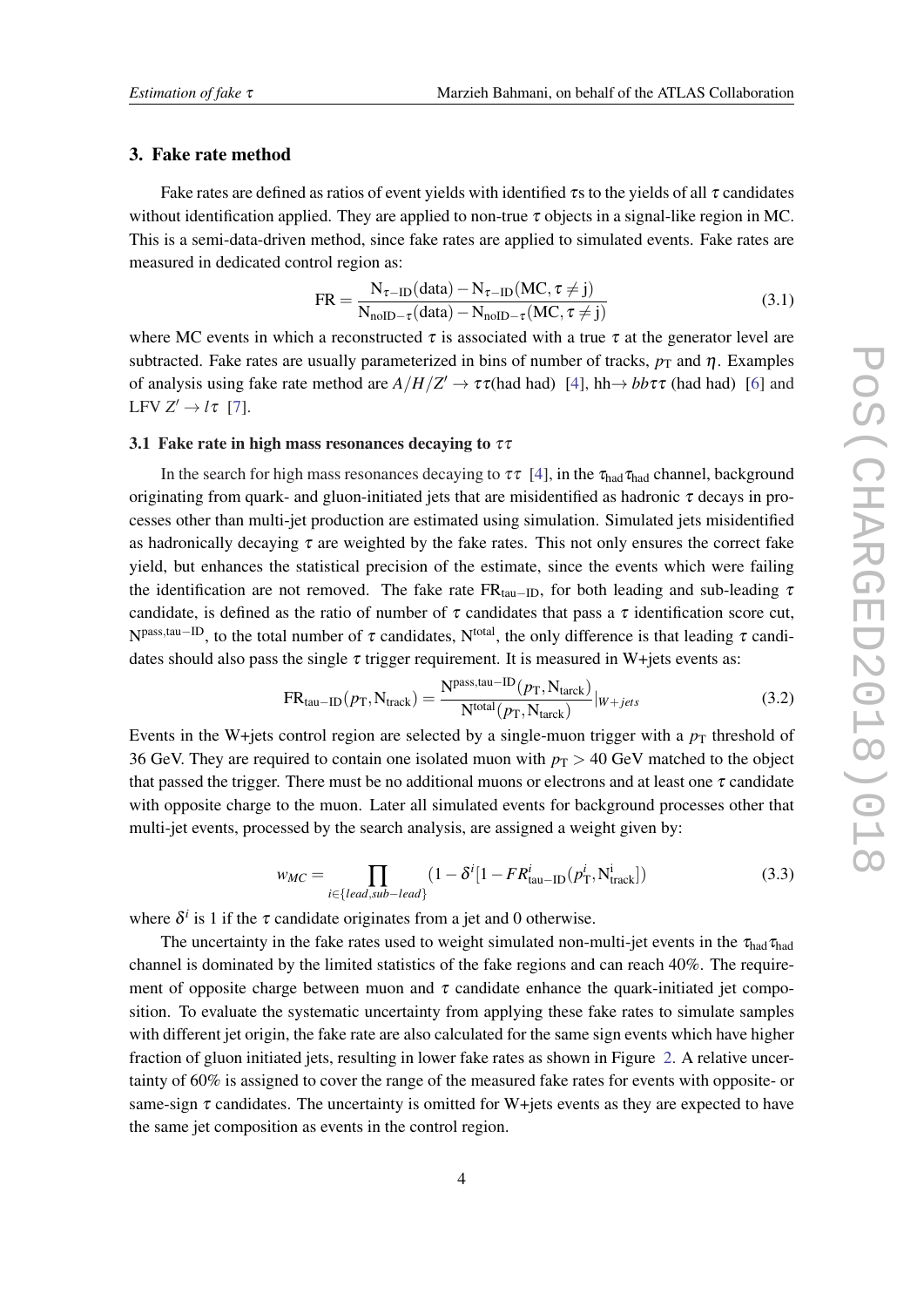## 3. Fake rate method

Fake rates are defined as ratios of event yields with identified $\tau$s to the yields of all $\tau$ candidates without identification applied. They are applied to non-true $\tau$ objects in a signal-like region in MC. This is a semi-data-driven method, since fake rates are applied to simulated events. Fake rates are measured in dedicated control region as:

$$\mathrm{FR} = \frac{\mathrm{N}_{\tau-\mathrm{ID}}(\mathrm{data}) - \mathrm{N}_{\tau-\mathrm{ID}}(\mathrm{MC}, \tau \neq \mathrm{j})}{\mathrm{N}_{\mathrm{noID}-\tau}(\mathrm{data}) - \mathrm{N}_{\mathrm{noID}-\tau}(\mathrm{MC}, \tau \neq \mathrm{j})} \tag{3.1}$$

where MC events in which a reconstructed $\tau$ is associated with a true $\tau$ at the generator level are subtracted. Fake rates are usually parameterized in bins of number of tracks, $p_\mathrm{T}$ and $\eta$. Examples of analysis using fake rate method are $A/H/Z' \rightarrow \tau\tau$(had had) [4], hh$\rightarrow bb\tau\tau$ (had had) [6] and LFV $Z' \rightarrow l\tau$ [7].

### 3.1 Fake rate in high mass resonances decaying to $\tau\tau$

In the search for high mass resonances decaying to $\tau\tau$ [4], in the $\tau_\mathrm{had}\tau_\mathrm{had}$ channel, background originating from quark- and gluon-initiated jets that are misidentified as hadronic $\tau$ decays in processes other than multi-jet production are estimated using simulation. Simulated jets misidentified as hadronically decaying $\tau$ are weighted by the fake rates. This not only ensures the correct fake yield, but enhances the statistical precision of the estimate, since the events which were failing the identification are not removed. The fake rate $\mathrm{FR}_{\mathrm{tau-ID}}$, for both leading and sub-leading $\tau$ candidate, is defined as the ratio of number of $\tau$ candidates that pass a $\tau$ identification score cut, $\mathrm{N}^{\mathrm{pass,tau-ID}}$, to the total number of $\tau$ candidates, $\mathrm{N}^{\mathrm{total}}$, the only difference is that leading $\tau$ candidates should also pass the single $\tau$ trigger requirement. It is measured in W+jets events as:

$$\mathrm{FR}_{\mathrm{tau-ID}}(p_\mathrm{T}, \mathrm{N}_{\mathrm{track}}) = \frac{\mathrm{N}^{\mathrm{pass,tau-ID}}(p_\mathrm{T}, \mathrm{N}_{\mathrm{tarck}})}{\mathrm{N}^{\mathrm{total}}(p_\mathrm{T}, \mathrm{N}_{\mathrm{tarck}})}|_{W+jets} \tag{3.2}$$

Events in the W+jets control region are selected by a single-muon trigger with a $p_\mathrm{T}$ threshold of 36 GeV. They are required to contain one isolated muon with $p_\mathrm{T} > 40$ GeV matched to the object that passed the trigger. There must be no additional muons or electrons and at least one $\tau$ candidate with opposite charge to the muon. Later all simulated events for background processes other that multi-jet events, processed by the search analysis, are assigned a weight given by:

$$w_{MC} = \prod_{i \in \{lead, sub-lead\}} (1 - \delta^i [1 - FR^i_{\mathrm{tau-ID}}(p^i_\mathrm{T}, \mathrm{N}^{\mathrm{i}}_{\mathrm{track}}]) \tag{3.3}$$

where $\delta^i$ is 1 if the $\tau$ candidate originates from a jet and 0 otherwise.

The uncertainty in the fake rates used to weight simulated non-multi-jet events in the $\tau_\mathrm{had}\tau_\mathrm{had}$ channel is dominated by the limited statistics of the fake regions and can reach 40%. The requirement of opposite charge between muon and $\tau$ candidate enhance the quark-initiated jet composition. To evaluate the systematic uncertainty from applying these fake rates to simulate samples with different jet origin, the fake rate are also calculated for the same sign events which have higher fraction of gluon initiated jets, resulting in lower fake rates as shown in Figure 2. A relative uncertainty of 60% is assigned to cover the range of the measured fake rates for events with opposite- or same-sign $\tau$ candidates. The uncertainty is omitted for W+jets events as they are expected to have the same jet composition as events in the control region.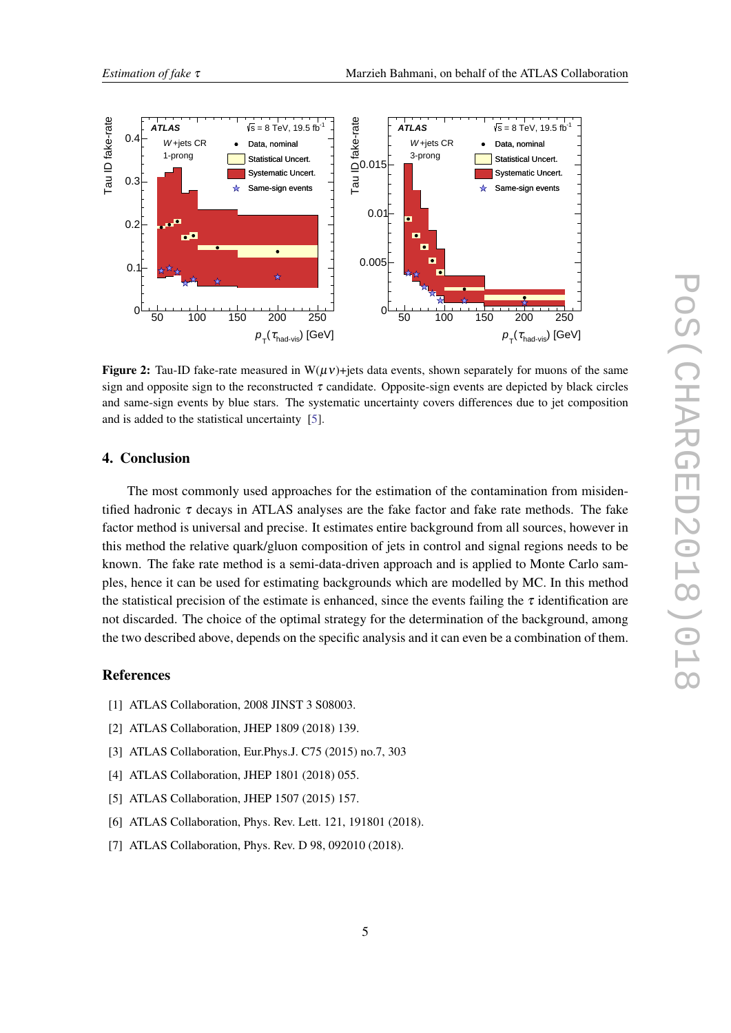ATLAS
$\sqrt{s}$ = 8 TeV, 19.5 fb$^{-1}$
$W$+jets CR
1-prong
Data, nominal
Statistical Uncert.
Systematic Uncert.
Same-sign events
Tau ID fake-rate
0
0.1
0.2
0.3
0.4
50
100
150
200
250
$p_T(\tau_{\text{had-vis}})$ [GeV]

ATLAS
$\sqrt{s}$ = 8 TeV, 19.5 fb$^{-1}$
$W$+jets CR
3-prong
Data, nominal
Statistical Uncert.
Systematic Uncert.
Same-sign events
Tau ID fake-rate
0
0.005
0.01
0.015
50
100
150
200
250
$p_T(\tau_{\text{had-vis}})$ [GeV]

**Figure 2:** Tau-ID fake-rate measured in W($\mu\nu$)+jets data events, shown separately for muons of the same sign and opposite sign to the reconstructed $\tau$ candidate. Opposite-sign events are depicted by black circles and same-sign events by blue stars. The systematic uncertainty covers differences due to jet composition and is added to the statistical uncertainty [5].

## 4. Conclusion

The most commonly used approaches for the estimation of the contamination from misidentified hadronic $\tau$ decays in ATLAS analyses are the fake factor and fake rate methods. The fake factor method is universal and precise. It estimates entire background from all sources, however in this method the relative quark/gluon composition of jets in control and signal regions needs to be known. The fake rate method is a semi-data-driven approach and is applied to Monte Carlo samples, hence it can be used for estimating backgrounds which are modelled by MC. In this method the statistical precision of the estimate is enhanced, since the events failing the $\tau$ identification are not discarded. The choice of the optimal strategy for the determination of the background, among the two described above, depends on the specific analysis and it can even be a combination of them.

## References

[1] ATLAS Collaboration, 2008 JINST 3 S08003.

[2] ATLAS Collaboration, JHEP 1809 (2018) 139.

[3] ATLAS Collaboration, Eur.Phys.J. C75 (2015) no.7, 303

[4] ATLAS Collaboration, JHEP 1801 (2018) 055.

[5] ATLAS Collaboration, JHEP 1507 (2015) 157.

[6] ATLAS Collaboration, Phys. Rev. Lett. 121, 191801 (2018).

[7] ATLAS Collaboration, Phys. Rev. D 98, 092010 (2018).